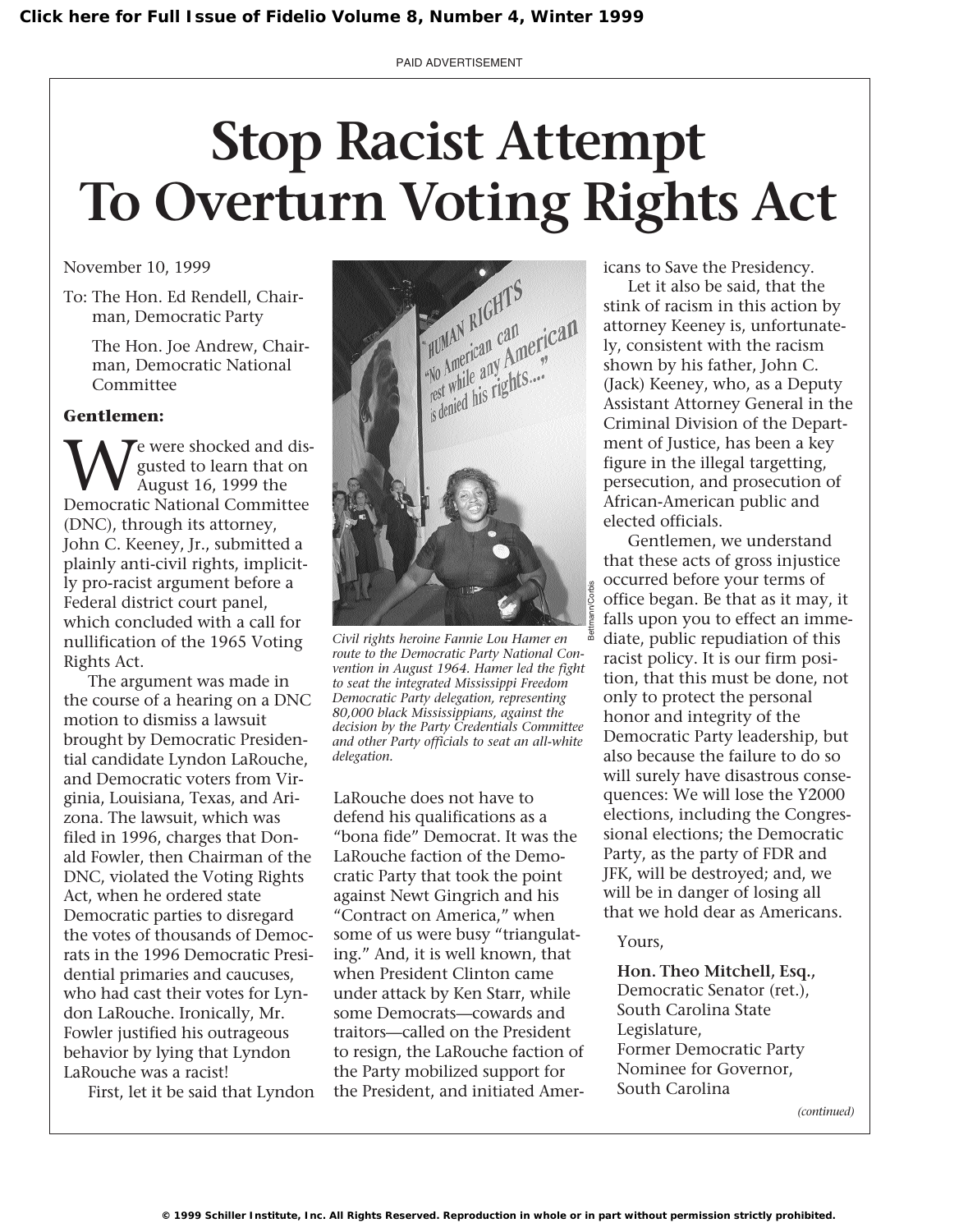PAID ADVERTISEMENT

# Stop Racist Attempt To Overturn Voting Rights Act

November 10, 1999

To: The Hon. Ed Rendell, Chairman, Democratic Party

The Hon. Joe Andrew, Chairman, Democratic National Committee

**Gentlemen:**

We were shocked and disgusted to learn that on August 16, 1999 the Democratic National Committee (DNC), through its attorney, John C. Keeney, Jr., submitted a plainly anti-civil rights, implicitly pro-racist argument before a Federal district court panel, which concluded with a call for nullification of the 1965 Voting Rights Act.

The argument was made in the course of a hearing on a DNC motion to dismiss a lawsuit brought by Democratic Presidential candidate Lyndon LaRouche, and Democratic voters from Virginia, Louisiana, Texas, and Arizona. The lawsuit, which was filed in 1996, charges that Donald Fowler, then Chairman of the DNC, violated the Voting Rights Act, when he ordered state Democratic parties to disregard the votes of thousands of Democrats in the 1996 Democratic Presidential primaries and caucuses, who had cast their votes for Lyndon LaRouche. Ironically, Mr. Fowler justified his outrageous behavior by lying that Lyndon LaRouche was a racist!

First, let it be said that Lyndon LaRouche does not have to defend his qualifications as a "bona fide" Democrat. It was the LaRouche faction of the Democratic Party that took the point against Newt Gingrich and his "Contract on America," when some of us were busy "triangulating." And, it is well known, that when President Clinton came under attack by Ken Starr, while some Democrats—cowards and traitors—called on the President to resign, the LaRouche faction of the Party mobilized support for the President, and initiated Americans to Save the Presidency.

*Civil rights heroine Fannie Lou Hamer en route to the Democratic Party National Convention in August 1964. Hamer led the fight to seat the integrated Mississippi Freedom Democratic Party delegation, representing 80,000 black Mississippians, against the decision by the Party Credentials Committee and other Party officials to seat an all-white delegation.*

Let it also be said, that the stink of racism in this action by attorney Keeney is, unfortunately, consistent with the racism shown by his father, John C. (Jack) Keeney, who, as a Deputy Assistant Attorney General in the Criminal Division of the Department of Justice, has been a key figure in the illegal targetting, persecution, and prosecution of African-American public and elected officials.

Gentlemen, we understand that these acts of gross injustice occurred before your terms of office began. Be that as it may, it falls upon you to effect an immediate, public repudiation of this racist policy. It is our firm position, that this must be done, not only to protect the personal honor and integrity of the Democratic Party leadership, but also because the failure to do so will surely have disastrous consequences: We will lose the Y2000 elections, including the Congressional elections; the Democratic Party, as the party of FDR and JFK, will be destroyed; and, we will be in danger of losing all that we hold dear as Americans.

Yours,

**Hon. Theo Mitchell, Esq.,**
Democratic Senator (ret.),
South Carolina State Legislature,
Former Democratic Party Nominee for Governor,
South Carolina

*(continued)*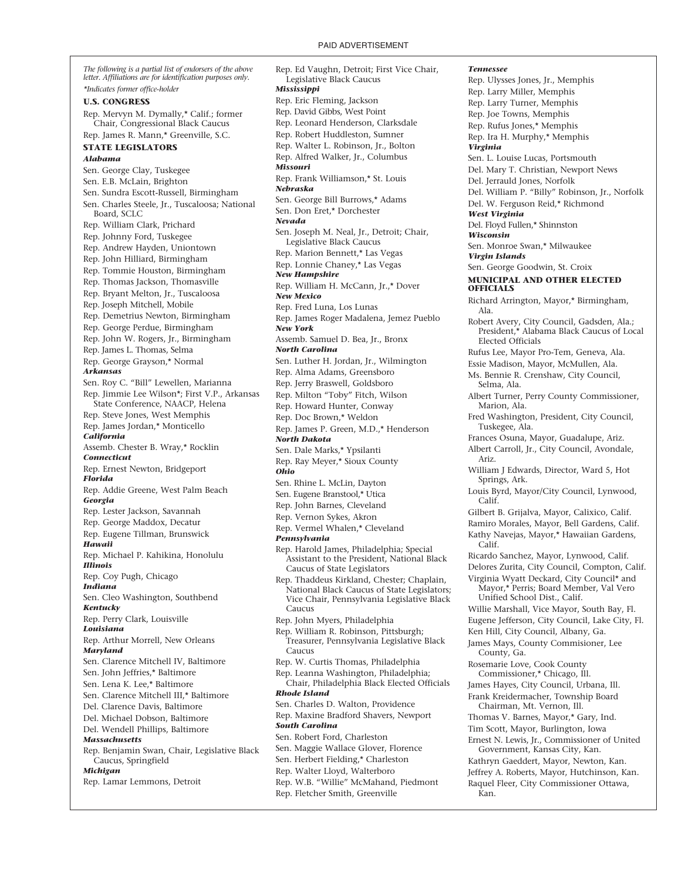PAID ADVERTISEMENT

*The following is a partial list of endorsers of the above letter. Affiliations are for identification purposes only.*

*\*Indicates former office-holder*

**U.S. CONGRESS**

Rep. Mervyn M. Dymally,* Calif.; former Chair, Congressional Black Caucus

Rep. James R. Mann,* Greenville, S.C.

**STATE LEGISLATORS**

***Alabama***

Sen. George Clay, Tuskegee

Sen. E.B. McLain, Brighton

Sen. Sundra Escott-Russell, Birmingham

Sen. Charles Steele, Jr., Tuscaloosa; National Board, SCLC

Rep. William Clark, Prichard

Rep. Johnny Ford, Tuskegee

Rep. Andrew Hayden, Uniontown

Rep. John Hilliard, Birmingham

Rep. Tommie Houston, Birmingham

Rep. Thomas Jackson, Thomasville

Rep. Bryant Melton, Jr., Tuscaloosa

Rep. Joseph Mitchell, Mobile

Rep. Demetrius Newton, Birmingham

Rep. George Perdue, Birmingham

Rep. John W. Rogers, Jr., Birmingham

Rep. James L. Thomas, Selma

Rep. George Grayson,* Normal

***Arkansas***

Sen. Roy C. "Bill" Lewellen, Marianna

Rep. Jimmie Lee Wilson*; First V.P., Arkansas State Conference, NAACP, Helena

Rep. Steve Jones, West Memphis

Rep. James Jordan,* Monticello

***California***

Assemb. Chester B. Wray,* Rocklin

***Connecticut***

Rep. Ernest Newton, Bridgeport

***Florida***

Rep. Addie Greene, West Palm Beach

***Georgia***

Rep. Lester Jackson, Savannah

Rep. George Maddox, Decatur

Rep. Eugene Tillman, Brunswick

***Hawaii***

Rep. Michael P. Kahikina, Honolulu

***Illinois***

Rep. Coy Pugh, Chicago

***Indiana***

Sen. Cleo Washington, Southbend

***Kentucky***

Rep. Perry Clark, Louisville

***Louisiana***

Rep. Arthur Morrell, New Orleans

***Maryland***

Sen. Clarence Mitchell IV, Baltimore

Sen. John Jeffries,* Baltimore

Sen. Lena K. Lee,* Baltimore

Sen. Clarence Mitchell III,* Baltimore

Del. Clarence Davis, Baltimore

Del. Michael Dobson, Baltimore

Del. Wendell Phillips, Baltimore

***Massachusetts***

Rep. Benjamin Swan, Chair, Legislative Black Caucus, Springfield

***Michigan***

Rep. Lamar Lemmons, Detroit

Rep. Ed Vaughn, Detroit; First Vice Chair, Legislative Black Caucus

***Mississippi***

Rep. Eric Fleming, Jackson

Rep. David Gibbs, West Point

Rep. Leonard Henderson, Clarksdale

Rep. Robert Huddleston, Sumner

Rep. Walter L. Robinson, Jr., Bolton

Rep. Alfred Walker, Jr., Columbus

***Missouri***

Rep. Frank Williamson,* St. Louis

***Nebraska***

Sen. George Bill Burrows,* Adams

Sen. Don Eret,* Dorchester

***Nevada***

Sen. Joseph M. Neal, Jr., Detroit; Chair, Legislative Black Caucus

Rep. Marion Bennett,* Las Vegas

Rep. Lonnie Chaney,* Las Vegas

***New Hampshire***

Rep. William H. McCann, Jr.,* Dover

***New Mexico***

Rep. Fred Luna, Los Lunas

Rep. James Roger Madalena, Jemez Pueblo

***New York***

Assemb. Samuel D. Bea, Jr., Bronx

***North Carolina***

Sen. Luther H. Jordan, Jr., Wilmington

Rep. Alma Adams, Greensboro

Rep. Jerry Braswell, Goldsboro

Rep. Milton "Toby" Fitch, Wilson

Rep. Howard Hunter, Conway

Rep. Doc Brown,* Weldon

Rep. James P. Green, M.D.,* Henderson

***North Dakota***

Sen. Dale Marks,* Ypsilanti

Rep. Ray Meyer,* Sioux County

***Ohio***

Sen. Rhine L. McLin, Dayton

Sen. Eugene Branstool,* Utica

Rep. John Barnes, Cleveland

Rep. Vernon Sykes, Akron

Rep. Vermel Whalen,* Cleveland

***Pennsylvania***

Rep. Harold James, Philadelphia; Special Assistant to the President, National Black Caucus of State Legislators

Rep. Thaddeus Kirkland, Chester; Chaplain, National Black Caucus of State Legislators; Vice Chair, Pennsylvania Legislative Black Caucus

Rep. John Myers, Philadelphia

Rep. William R. Robinson, Pittsburgh; Treasurer, Pennsylvania Legislative Black Caucus

Rep. W. Curtis Thomas, Philadelphia

Rep. Leanna Washington, Philadelphia; Chair, Philadelphia Black Elected Officials

***Rhode Island***

Sen. Charles D. Walton, Providence

Rep. Maxine Bradford Shavers, Newport

***South Carolina***

Sen. Robert Ford, Charleston

Sen. Maggie Wallace Glover, Florence

Sen. Herbert Fielding,* Charleston

Rep. Walter Lloyd, Walterboro

Rep. W.B. "Willie" McMahand, Piedmont

Rep. Fletcher Smith, Greenville

***Tennessee***

Rep. Ulysses Jones, Jr., Memphis

Rep. Larry Miller, Memphis

Rep. Larry Turner, Memphis

Rep. Joe Towns, Memphis

Rep. Rufus Jones,* Memphis

Rep. Ira H. Murphy,* Memphis

***Virginia***

Sen. L. Louise Lucas, Portsmouth

Del. Mary T. Christian, Newport News

Del. Jerrauld Jones, Norfolk

Del. William P. "Billy" Robinson, Jr., Norfolk

Del. W. Ferguson Reid,* Richmond

***West Virginia***

Del. Floyd Fullen,* Shinnston

***Wisconsin***

Sen. Monroe Swan,* Milwaukee

***Virgin Islands***

Sen. George Goodwin, St. Croix

**MUNICIPAL AND OTHER ELECTED OFFICIALS**

Richard Arrington, Mayor,* Birmingham, Ala.

Robert Avery, City Council, Gadsden, Ala.; President,* Alabama Black Caucus of Local Elected Officials

Rufus Lee, Mayor Pro-Tem, Geneva, Ala.

Essie Madison, Mayor, McMullen, Ala.

Ms. Bennie R. Crenshaw, City Council, Selma, Ala.

Albert Turner, Perry County Commissioner, Marion, Ala.

Fred Washington, President, City Council, Tuskegee, Ala.

Frances Osuna, Mayor, Guadalupe, Ariz.

Albert Carroll, Jr., City Council, Avondale, Ariz.

William J Edwards, Director, Ward 5, Hot Springs, Ark.

Louis Byrd, Mayor/City Council, Lynwood, Calif.

Gilbert B. Grijalva, Mayor, Calixico, Calif.

Ramiro Morales, Mayor, Bell Gardens, Calif.

Kathy Navejas, Mayor,* Hawaiian Gardens, Calif.

Ricardo Sanchez, Mayor, Lynwood, Calif.

Delores Zurita, City Council, Compton, Calif.

Virginia Wyatt Deckard, City Council* and Mayor,* Perris; Board Member, Val Vero Unified School Dist., Calif.

Willie Marshall, Vice Mayor, South Bay, Fl.

Eugene Jefferson, City Council, Lake City, Fl.

Ken Hill, City Council, Albany, Ga.

James Mays, County Commisioner, Lee County, Ga.

Rosemarie Love, Cook County Commissioner,* Chicago, Ill.

James Hayes, City Council, Urbana, Ill.

Frank Kreidermacher, Township Board Chairman, Mt. Vernon, Ill.

Thomas V. Barnes, Mayor,* Gary, Ind.

Tim Scott, Mayor, Burlington, Iowa

Ernest N. Lewis, Jr., Commissioner of United Government, Kansas City, Kan.

Kathryn Gaeddert, Mayor, Newton, Kan.

Jeffrey A. Roberts, Mayor, Hutchinson, Kan.

Raquel Fleer, City Commissioner Ottawa, Kan.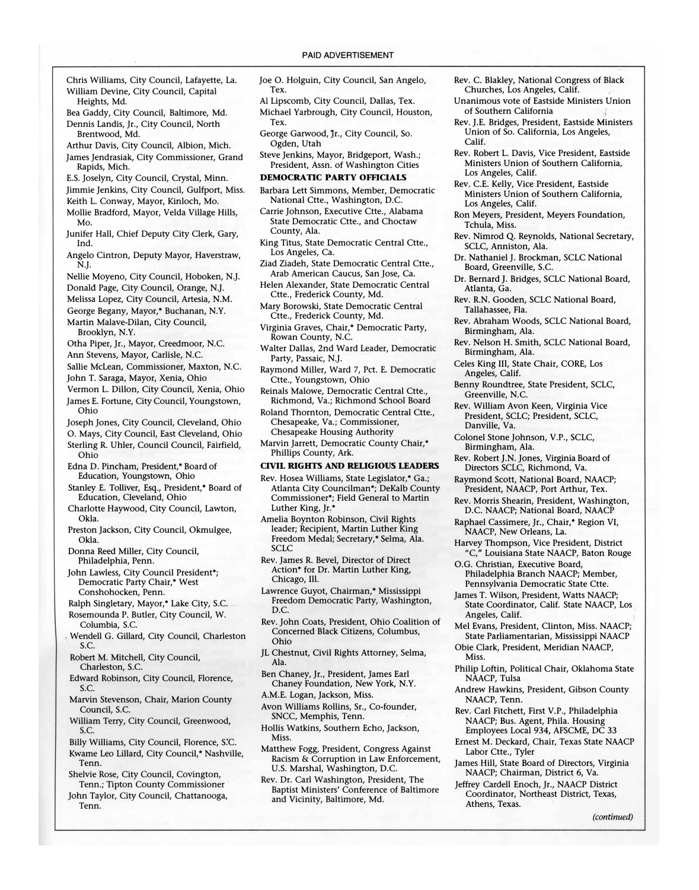PAID ADVERTISEMENT

Chris Williams, City Council, Lafayette, La.

William Devine, City Council, Capital Heights, Md.

Bea Gaddy, City Council, Baltimore, Md.

Dennis Landis, Jr., City Council, North Brentwood, Md.

Arthur Davis, City Council, Albion, Mich.

James Jendrasiak, City Commissioner, Grand Rapids, Mich.

E.S. Joselyn, City Council, Crystal, Minn.

Jimmie Jenkins, City Council, Gulfport, Miss.

Keith L. Conway, Mayor, Kinloch, Mo.

Mollie Bradford, Mayor, Velda Village Hills, Mo.

Junifer Hall, Chief Deputy City Clerk, Gary, Ind.

Angelo Cintron, Deputy Mayor, Haverstraw, N.J.

Nellie Moyeno, City Council, Hoboken, N.J.

Donald Page, City Council, Orange, N.J.

Melissa Lopez, City Council, Artesia, N.M.

George Begany, Mayor,* Buchanan, N.Y.

Martin Malave-Dilan, City Council, Brooklyn, N.Y.

Otha Piper, Jr., Mayor, Creedmoor, N.C.

Ann Stevens, Mayor, Carlisle, N.C.

Sallie McLean, Commissioner, Maxton, N.C.

John T. Saraga, Mayor, Xenia, Ohio

Vermon L. Dillon, City Council, Xenia, Ohio

James E. Fortune, City Council, Youngstown, Ohio

Joseph Jones, City Council, Cleveland, Ohio

O. Mays, City Council, East Cleveland, Ohio

Sterling R. Uhler, Council Council, Fairfield, Ohio

Edna D. Pincham, President,* Board of Education, Youngstown, Ohio

Stanley E. Tolliver, Esq., President,* Board of Education, Cleveland, Ohio

Charlotte Haywood, City Council, Lawton, Okla.

Preston Jackson, City Council, Okmulgee, Okla.

Donna Reed Miller, City Council, Philadelphia, Penn.

John Lawless, City Council President*; Democratic Party Chair,* West Conshohocken, Penn.

Ralph Singletary, Mayor,* Lake City, S.C.

Rosemounda P. Butler, City Council, W. Columbia, S.C.

Wendell G. Gillard, City Council, Charleston S.C.

Robert M. Mitchell, City Council, Charleston, S.C.

Edward Robinson, City Council, Florence, S.C.

Marvin Stevenson, Chair, Marion County Council, S.C.

William Terry, City Council, Greenwood, S.C.

Billy Williams, City Council, Florence, S.C.

Kwame Leo Lillard, City Council,* Nashville, Tenn.

Shelvie Rose, City Council, Covington, Tenn.; Tipton County Commissioner

John Taylor, City Council, Chattanooga, Tenn.

Joe O. Holguin, City Council, San Angelo, Tex.

Al Lipscomb, City Council, Dallas, Tex.

Michael Yarbrough, City Council, Houston, Tex.

George Garwood, Jr., City Council, So. Ogden, Utah

Steve Jenkins, Mayor, Bridgeport, Wash.; President, Assn. of Washington Cities

**DEMOCRATIC PARTY OFFICIALS**

Barbara Lett Simmons, Member, Democratic National Ctte., Washington, D.C.

Carrie Johnson, Executive Ctte., Alabama State Democratic Ctte., and Choctaw County, Ala.

King Titus, State Democratic Central Ctte., Los Angeles, Ca.

Ziad Ziadeh, State Democratic Central Ctte., Arab American Caucus, San Jose, Ca.

Helen Alexander, State Democratic Central Ctte., Frederick County, Md.

Mary Borowski, State Democratic Central Ctte., Frederick County, Md.

Virginia Graves, Chair,* Democratic Party, Rowan County, N.C.

Walter Dallas, 2nd Ward Leader, Democratic Party, Passaic, N.J.

Raymond Miller, Ward 7, Pct. E. Democratic Ctte., Youngstown, Ohio

Reinals Malowe, Democratic Central Ctte., Richmond, Va.; Richmond School Board

Roland Thornton, Democratic Central Ctte., Chesapeake, Va.; Commissioner, Chesapeake Housing Authority

Marvin Jarrett, Democratic County Chair,* Phillips County, Ark.

**CIVIL RIGHTS AND RELIGIOUS LEADERS**

Rev. Hosea Williams, State Legislator,* Ga.; Atlanta City Councilman*; DeKalb County Commissioner*; Field General to Martin Luther King, Jr.*

Amelia Boynton Robinson, Civil Rights leader; Recipient, Martin Luther King Freedom Medal; Secretary,* Selma, Ala. SCLC

Rev. James R. Bevel, Director of Direct Action* for Dr. Martin Luther King, Chicago, Ill.

Lawrence Guyot, Chairman,* Mississippi Freedom Democratic Party, Washington, D.C.

Rev. John Coats, President, Ohio Coalition of Concerned Black Citizens, Columbus, Ohio

JL Chestnut, Civil Rights Attorney, Selma, Ala.

Ben Chaney, Jr., President, James Earl Chaney Foundation, New York, N.Y.

A.M.E. Logan, Jackson, Miss.

Avon Williams Rollins, Sr., Co-founder, SNCC, Memphis, Tenn.

Hollis Watkins, Southern Echo, Jackson, Miss.

Matthew Fogg, President, Congress Against Racism & Corruption in Law Enforcement, U.S. Marshal, Washington, D.C.

Rev. Dr. Carl Washington, President, The Baptist Ministers' Conference of Baltimore and Vicinity, Baltimore, Md.

Rev. C. Blakley, National Congress of Black Churches, Los Angeles, Calif.

Unanimous vote of Eastside Ministers Union of Southern California

Rev. J.E. Bridges, President, Eastside Ministers Union of So. California, Los Angeles, Calif.

Rev. Robert L. Davis, Vice President, Eastside Ministers Union of Southern California, Los Angeles, Calif.

Rev. C.E. Kelly, Vice President, Eastside Ministers Union of Southern California, Los Angeles, Calif.

Ron Meyers, President, Meyers Foundation, Tchula, Miss.

Rev. Nimrod Q. Reynolds, National Secretary, SCLC, Anniston, Ala.

Dr. Nathaniel J. Brockman, SCLC National Board, Greenville, S.C.

Dr. Bernard J. Bridges, SCLC National Board, Atlanta, Ga.

Rev. R.N. Gooden, SCLC National Board, Tallahassee, Fla.

Rev. Abraham Woods, SCLC National Board, Birmingham, Ala.

Rev. Nelson H. Smith, SCLC National Board, Birmingham, Ala.

Celes King III, State Chair, CORE, Los Angeles, Calif.

Benny Roundtree, State President, SCLC, Greenville, N.C.

Rev. William Avon Keen, Virginia Vice President, SCLC; President, SCLC, Danville, Va.

Colonel Stone Johnson, V.P., SCLC, Birmingham, Ala.

Rev. Robert J.N. Jones, Virginia Board of Directors SCLC, Richmond, Va.

Raymond Scott, National Board, NAACP; President, NAACP, Port Arthur, Tex.

Rev. Morris Shearin, President, Washington, D.C. NAACP; National Board, NAACP

Raphael Cassimere, Jr., Chair,* Region VI, NAACP, New Orleans, La.

Harvey Thompson, Vice President, District "C," Louisiana State NAACP, Baton Rouge

O.G. Christian, Executive Board, Philadelphia Branch NAACP; Member, Pennsylvania Democratic State Ctte.

James T. Wilson, President, Watts NAACP; State Coordinator, Calif. State NAACP, Los Angeles, Calif.

Mel Evans, President, Clinton, Miss. NAACP; State Parliamentarian, Mississippi NAACP

Obie Clark, President, Meridian NAACP, Miss.

Philip Loftin, Political Chair, Oklahoma State NAACP, Tulsa

Andrew Hawkins, President, Gibson County NAACP, Tenn.

Rev. Carl Fitchett, First V.P., Philadelphia NAACP; Bus. Agent, Phila. Housing Employees Local 934, AFSCME, DC 33

Ernest M. Deckard, Chair, Texas State NAACP Labor Ctte., Tyler

James Hill, State Board of Directors, Virginia NAACP; Chairman, District 6, Va.

Jeffrey Cardell Enoch, Jr., NAACP District Coordinator, Northeast District, Texas, Athens, Texas.

*(continued)*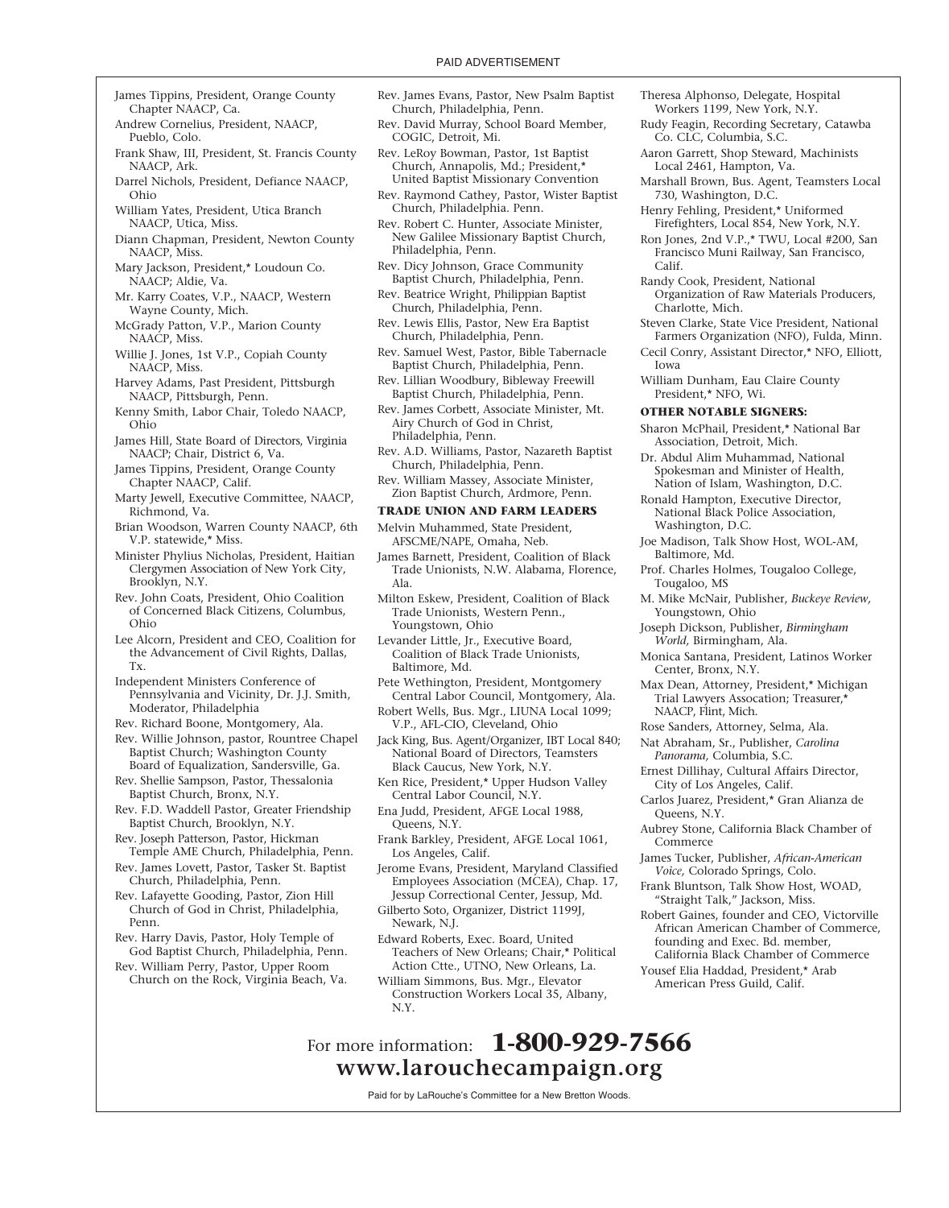PAID ADVERTISEMENT

James Tippins, President, Orange County Chapter NAACP, Ca.

Andrew Cornelius, President, NAACP, Pueblo, Colo.

Frank Shaw, III, President, St. Francis County NAACP, Ark.

Darrel Nichols, President, Defiance NAACP, Ohio

William Yates, President, Utica Branch NAACP, Utica, Miss.

Diann Chapman, President, Newton County NAACP, Miss.

Mary Jackson, President,* Loudoun Co. NAACP; Aldie, Va.

Mr. Karry Coates, V.P., NAACP, Western Wayne County, Mich.

McGrady Patton, V.P., Marion County NAACP, Miss.

Willie J. Jones, 1st V.P., Copiah County NAACP, Miss.

Harvey Adams, Past President, Pittsburgh NAACP, Pittsburgh, Penn.

Kenny Smith, Labor Chair, Toledo NAACP, Ohio

James Hill, State Board of Directors, Virginia NAACP; Chair, District 6, Va.

James Tippins, President, Orange County Chapter NAACP, Calif.

Marty Jewell, Executive Committee, NAACP, Richmond, Va.

Brian Woodson, Warren County NAACP, 6th V.P. statewide,* Miss.

Minister Phylius Nicholas, President, Haitian Clergymen Association of New York City, Brooklyn, N.Y.

Rev. John Coats, President, Ohio Coalition of Concerned Black Citizens, Columbus, Ohio

Lee Alcorn, President and CEO, Coalition for the Advancement of Civil Rights, Dallas, Tx.

Independent Ministers Conference of Pennsylvania and Vicinity, Dr. J.J. Smith, Moderator, Philadelphia

Rev. Richard Boone, Montgomery, Ala.

Rev. Willie Johnson, pastor, Rountree Chapel Baptist Church; Washington County Board of Equalization, Sandersville, Ga.

Rev. Shellie Sampson, Pastor, Thessalonia Baptist Church, Bronx, N.Y.

Rev. F.D. Waddell Pastor, Greater Friendship Baptist Church, Brooklyn, N.Y.

Rev. Joseph Patterson, Pastor, Hickman Temple AME Church, Philadelphia, Penn.

Rev. James Lovett, Pastor, Tasker St. Baptist Church, Philadelphia, Penn.

Rev. Lafayette Gooding, Pastor, Zion Hill Church of God in Christ, Philadelphia, Penn.

Rev. Harry Davis, Pastor, Holy Temple of God Baptist Church, Philadelphia, Penn.

Rev. William Perry, Pastor, Upper Room Church on the Rock, Virginia Beach, Va.

Rev. James Evans, Pastor, New Psalm Baptist Church, Philadelphia, Penn.

Rev. David Murray, School Board Member, COGIC, Detroit, Mi.

Rev. LeRoy Bowman, Pastor, 1st Baptist Church, Annapolis, Md.; President,* United Baptist Missionary Convention

Rev. Raymond Cathey, Pastor, Wister Baptist Church, Philadelphia. Penn.

Rev. Robert C. Hunter, Associate Minister, New Galilee Missionary Baptist Church, Philadelphia, Penn.

Rev. Dicy Johnson, Grace Community Baptist Church, Philadelphia, Penn.

Rev. Beatrice Wright, Philippian Baptist Church, Philadelphia, Penn.

Rev. Lewis Ellis, Pastor, New Era Baptist Church, Philadelphia, Penn.

Rev. Samuel West, Pastor, Bible Tabernacle Baptist Church, Philadelphia, Penn.

Rev. Lillian Woodbury, Bibleway Freewill Baptist Church, Philadelphia, Penn.

Rev. James Corbett, Associate Minister, Mt. Airy Church of God in Christ, Philadelphia, Penn.

Rev. A.D. Williams, Pastor, Nazareth Baptist Church, Philadelphia, Penn.

Rev. William Massey, Associate Minister, Zion Baptist Church, Ardmore, Penn.

**TRADE UNION AND FARM LEADERS**

Melvin Muhammed, State President, AFSCME/NAPE, Omaha, Neb.

James Barnett, President, Coalition of Black Trade Unionists, N.W. Alabama, Florence, Ala.

Milton Eskew, President, Coalition of Black Trade Unionists, Western Penn., Youngstown, Ohio

Levander Little, Jr., Executive Board, Coalition of Black Trade Unionists, Baltimore, Md.

Pete Wethington, President, Montgomery Central Labor Council, Montgomery, Ala.

Robert Wells, Bus. Mgr., LIUNA Local 1099; V.P., AFL-CIO, Cleveland, Ohio

Jack King, Bus. Agent/Organizer, IBT Local 840; National Board of Directors, Teamsters Black Caucus, New York, N.Y.

Ken Rice, President,* Upper Hudson Valley Central Labor Council, N.Y.

Ena Judd, President, AFGE Local 1988, Queens, N.Y.

Frank Barkley, President, AFGE Local 1061, Los Angeles, Calif.

Jerome Evans, President, Maryland Classified Employees Association (MCEA), Chap. 17, Jessup Correctional Center, Jessup, Md.

Gilberto Soto, Organizer, District 1199J, Newark, N.J.

Edward Roberts, Exec. Board, United Teachers of New Orleans; Chair,* Political Action Ctte., UTNO, New Orleans, La.

William Simmons, Bus. Mgr., Elevator Construction Workers Local 35, Albany, N.Y.

Theresa Alphonso, Delegate, Hospital Workers 1199, New York, N.Y.

Rudy Feagin, Recording Secretary, Catawba Co. CLC, Columbia, S.C.

Aaron Garrett, Shop Steward, Machinists Local 2461, Hampton, Va.

Marshall Brown, Bus. Agent, Teamsters Local 730, Washington, D.C.

Henry Fehling, President,* Uniformed Firefighters, Local 854, New York, N.Y.

Ron Jones, 2nd V.P.,* TWU, Local #200, San Francisco Muni Railway, San Francisco, Calif.

Randy Cook, President, National Organization of Raw Materials Producers, Charlotte, Mich.

Steven Clarke, State Vice President, National Farmers Organization (NFO), Fulda, Minn.

Cecil Conry, Assistant Director,* NFO, Elliott, Iowa

William Dunham, Eau Claire County President,* NFO, Wi.

**OTHER NOTABLE SIGNERS:**

Sharon McPhail, President,* National Bar Association, Detroit, Mich.

Dr. Abdul Alim Muhammad, National Spokesman and Minister of Health, Nation of Islam, Washington, D.C.

Ronald Hampton, Executive Director, National Black Police Association, Washington, D.C.

Joe Madison, Talk Show Host, WOL-AM, Baltimore, Md.

Prof. Charles Holmes, Tougaloo College, Tougaloo, MS

M. Mike McNair, Publisher, *Buckeye Review,* Youngstown, Ohio

Joseph Dickson, Publisher, *Birmingham World,* Birmingham, Ala.

Monica Santana, President, Latinos Worker Center, Bronx, N.Y.

Max Dean, Attorney, President,* Michigan Trial Lawyers Assocation; Treasurer,* NAACP, Flint, Mich.

Rose Sanders, Attorney, Selma, Ala.

Nat Abraham, Sr., Publisher, *Carolina Panorama,* Columbia, S.C.

Ernest Dillihay, Cultural Affairs Director, City of Los Angeles, Calif.

Carlos Juarez, President,* Gran Alianza de Queens, N.Y.

Aubrey Stone, California Black Chamber of Commerce

James Tucker, Publisher, *African-American Voice,* Colorado Springs, Colo.

Frank Bluntson, Talk Show Host, WOAD, "Straight Talk," Jackson, Miss.

Robert Gaines, founder and CEO, Victorville African American Chamber of Commerce, founding and Exec. Bd. member, California Black Chamber of Commerce

Yousef Elia Haddad, President,* Arab American Press Guild, Calif.

For more information: **1-800-929-7566**

**www.larouchecampaign.org**

Paid for by LaRouche's Committee for a New Bretton Woods.